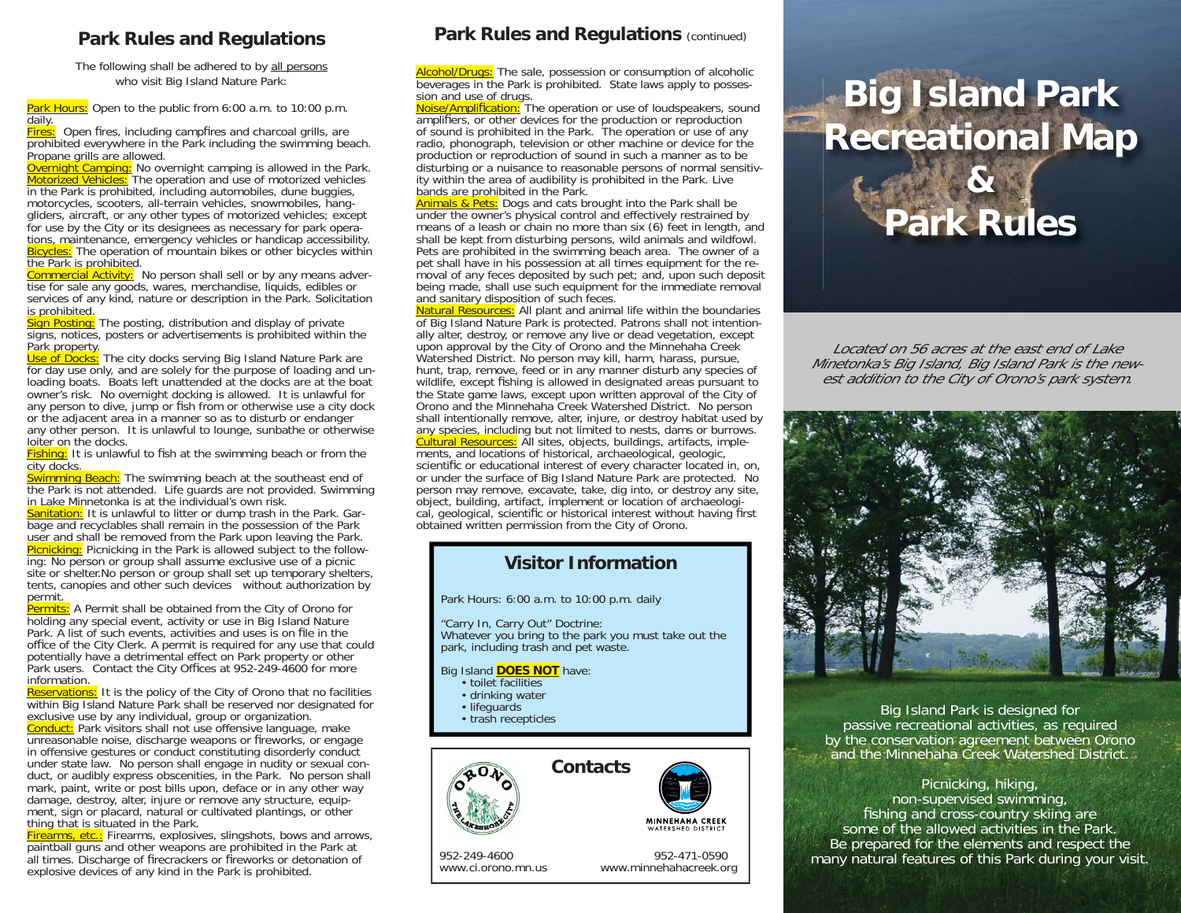## Park Rules and Regulations

The following shall be adhered to by all persons who visit Big Island Nature Park:

**Park Hours:** Open to the public from 6:00 a.m. to 10:00 p.m. daily.

**Fires:** Open fires, including campfires and charcoal grills, are prohibited everywhere in the Park including the swimming beach. Propane grills are allowed.

**Overnight Camping:** No overnight camping is allowed in the Park.

**Motorized Vehicles:** The operation and use of motorized vehicles in the Park is prohibited, including automobiles, dune buggies, motorcycles, scooters, all-terrain vehicles, snowmobiles, hang-gliders, aircraft, or any other types of motorized vehicles; except for use by the City or its designees as necessary for park operations, maintenance, emergency vehicles or handicap accessibility.

**Bicycles:** The operation of mountain bikes or other bicycles within the Park is prohibited.

**Commercial Activity:** No person shall sell or by any means advertise for sale any goods, wares, merchandise, liquids, edibles or services of any kind, nature or description in the Park. Solicitation is prohibited.

**Sign Posting:** The posting, distribution and display of private signs, notices, posters or advertisements is prohibited within the Park property.

**Use of Docks:** The city docks serving Big Island Nature Park are for day use only, and are solely for the purpose of loading and unloading boats. Boats left unattended at the docks are at the boat owner's risk. No overnight docking is allowed. It is unlawful for any person to dive, jump or fish from or otherwise use a city dock or the adjacent area in a manner so as to disturb or endanger any other person. It is unlawful to lounge, sunbathe or otherwise loiter on the docks.

**Fishing:** It is unlawful to fish at the swimming beach or from the city docks.

**Swimming Beach:** The swimming beach at the southeast end of the Park is not attended. Life guards are not provided. Swimming in Lake Minnetonka is at the individual's own risk.

**Sanitation:** It is unlawful to litter or dump trash in the Park. Garbage and recyclables shall remain in the possession of the Park user and shall be removed from the Park upon leaving the Park.

**Picnicking:** Picnicking in the Park is allowed subject to the following: No person or group shall assume exclusive use of a picnic site or shelter.No person or group shall set up temporary shelters, tents, canopies and other such devices without authorization by permit.

**Permits:** A Permit shall be obtained from the City of Orono for holding any special event, activity or use in Big Island Nature Park. A list of such events, activities and uses is on file in the office of the City Clerk. A permit is required for any use that could potentially have a detrimental effect on Park property or other Park users. Contact the City Offices at 952-249-4600 for more information.

**Reservations:** It is the policy of the City of Orono that no facilities within Big Island Nature Park shall be reserved nor designated for exclusive use by any individual, group or organization.

**Conduct:** Park visitors shall not use offensive language, make unreasonable noise, discharge weapons or fireworks, or engage in offensive gestures or conduct constituting disorderly conduct under state law. No person shall engage in nudity or sexual conduct, or audibly express obscenities, in the Park. No person shall mark, paint, write or post bills upon, deface or in any other way damage, destroy, alter, injure or remove any structure, equipment, sign or placard, natural or cultivated plantings, or other thing that is situated in the Park.

**Firearms, etc.:** Firearms, explosives, slingshots, bows and arrows, paintball guns and other weapons are prohibited in the Park at all times. Discharge of firecrackers or fireworks or detonation of explosive devices of any kind in the Park is prohibited.

## Park Rules and Regulations (continued)

**Alcohol/Drugs:** The sale, possession or consumption of alcoholic beverages in the Park is prohibited. State laws apply to possession and use of drugs.

**Noise/Amplification:** The operation or use of loudspeakers, sound amplifiers, or other devices for the production or reproduction of sound is prohibited in the Park. The operation or use of any radio, phonograph, television or other machine or device for the production or reproduction of sound in such a manner as to be disturbing or a nuisance to reasonable persons of normal sensitivity within the area of audibility is prohibited in the Park. Live bands are prohibited in the Park.

**Animals & Pets:** Dogs and cats brought into the Park shall be under the owner's physical control and effectively restrained by means of a leash or chain no more than six (6) feet in length, and shall be kept from disturbing persons, wild animals and wildfowl. Pets are prohibited in the swimming beach area. The owner of a pet shall have in his possession at all times equipment for the removal of any feces deposited by such pet; and, upon such deposit being made, shall use such equipment for the immediate removal and sanitary disposition of such feces.

**Natural Resources:** All plant and animal life within the boundaries of Big Island Nature Park is protected. Patrons shall not intentionally alter, destroy, or remove any live or dead vegetation, except upon approval by the City of Orono and the Minnehaha Creek Watershed District. No person may kill, harm, harass, pursue, hunt, trap, remove, feed or in any manner disturb any species of wildlife, except fishing is allowed in designated areas pursuant to the State game laws, except upon written approval of the City of Orono and the Minnehaha Creek Watershed District. No person shall intentionally remove, alter, injure, or destroy habitat used by any species, including but not limited to nests, dams or burrows.

**Cultural Resources:** All sites, objects, buildings, artifacts, implements, and locations of historical, archaeological, geologic, scientific or educational interest of every character located in, on, or under the surface of Big Island Nature Park are protected. No person may remove, excavate, take, dig into, or destroy any site, object, building, artifact, implement or location of archaeological, geological, scientific or historical interest without having first obtained written permission from the City of Orono.

### Visitor Information

Park Hours: 6:00 a.m. to 10:00 p.m. daily

"Carry In, Carry Out" Doctrine:
Whatever you bring to the park you must take out the park, including trash and pet waste.

Big Island **DOES NOT** have:

- toilet facilities
- drinking water
- lifeguards
- trash recepticles

### Contacts

Orono — The Lakeshore City
952-249-4600
www.ci.orono.mn.us

Minnehaha Creek Watershed District
952-471-0590
www.minnehahacreek.org

# Big Island Park Recreational Map & Park Rules

*Located on 56 acres at the east end of Lake Minetonka's Big Island, Big Island Park is the newest addition to the City of Orono's park system.*

Big Island Park is designed for passive recreational activities, as required by the conservation agreement between Orono and the Minnehaha Creek Watershed District.

Picnicking, hiking, non-supervised swimming, fishing and cross-country skiing are some of the allowed activities in the Park. Be prepared for the elements and respect the many natural features of this Park during your visit.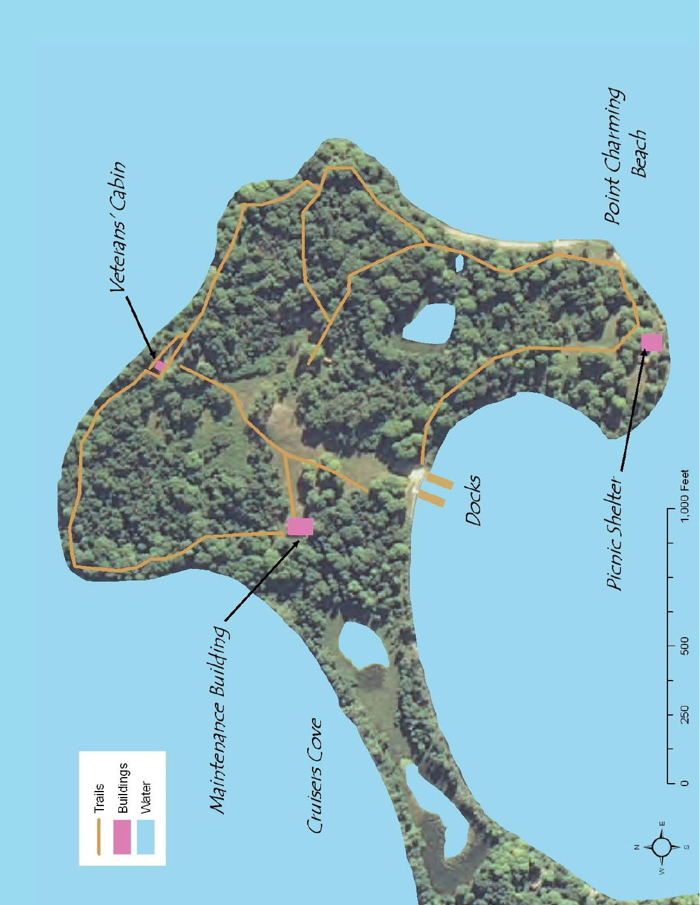Veterans' Cabin

Point Charming Beach

Picnic Shelter

Docks

Maintenance Building

Cruisers Cove

Trails

Buildings

Water

0 250 500 1,000 Feet

N E S W